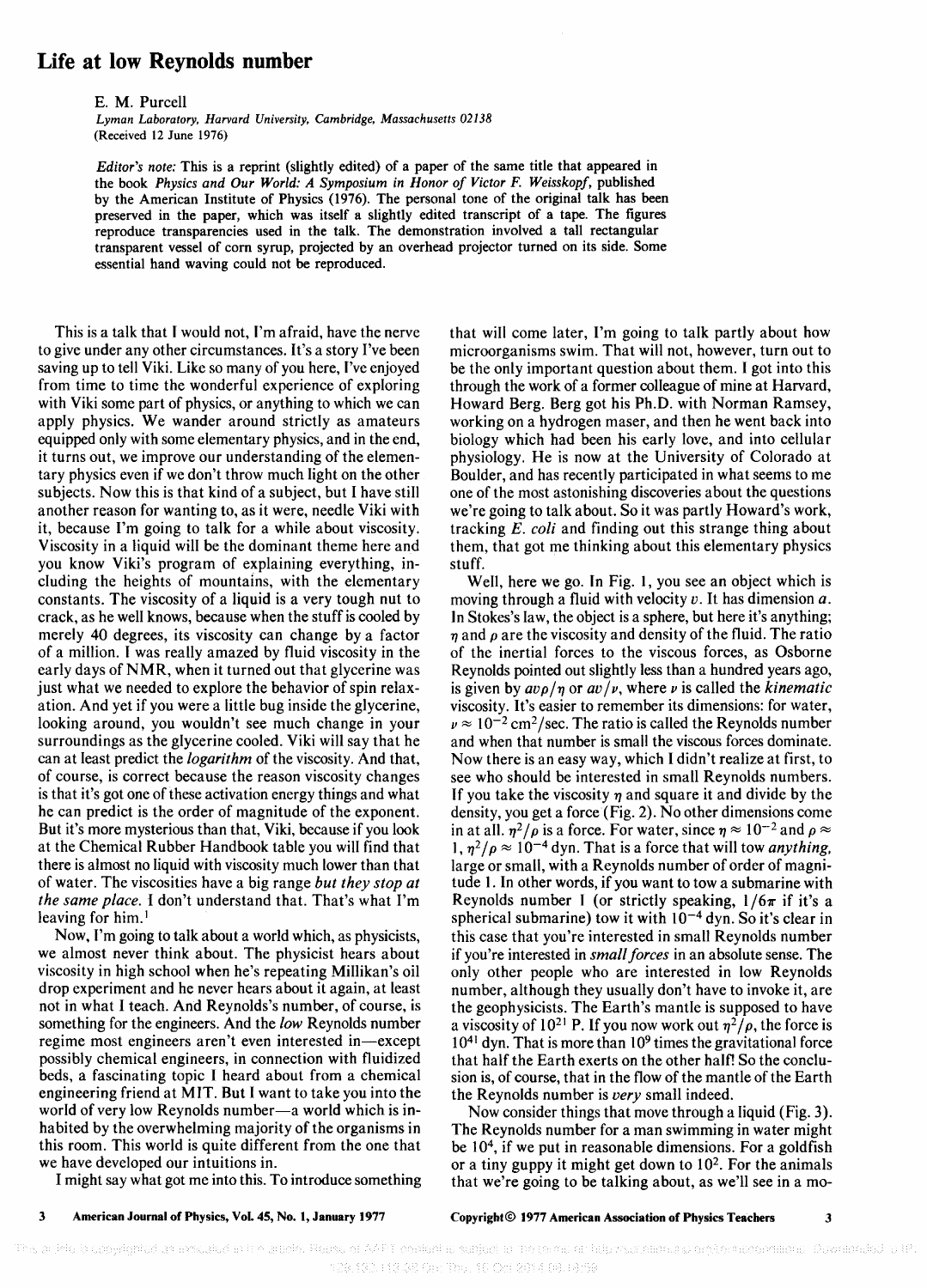# Life at low Reynolds number

E. M. Purcell

*Lyman Laboratory, Harvard University, Cambridge, Massachusetts 02138*
(Received 12 June 1976)

*Editor's note:* This is a reprint (slightly edited) of a paper of the same title that appeared in the book *Physics and Our World: A Symposium in Honor of Victor F. Weisskopf*, published by the American Institute of Physics (1976). The personal tone of the original talk has been preserved in the paper, which was itself a slightly edited transcript of a tape. The figures reproduce transparencies used in the talk. The demonstration involved a tall rectangular transparent vessel of corn syrup, projected by an overhead projector turned on its side. Some essential hand waving could not be reproduced.

This is a talk that I would not, I'm afraid, have the nerve to give under any other circumstances. It's a story I've been saving up to tell Viki. Like so many of you here, I've enjoyed from time to time the wonderful experience of exploring with Viki some part of physics, or anything to which we can apply physics. We wander around strictly as amateurs equipped only with some elementary physics, and in the end, it turns out, we improve our understanding of the elementary physics even if we don't throw much light on the other subjects. Now this is that kind of a subject, but I have still another reason for wanting to, as it were, needle Viki with it, because I'm going to talk for a while about viscosity. Viscosity in a liquid will be the dominant theme here and you know Viki's program of explaining everything, including the heights of mountains, with the elementary constants. The viscosity of a liquid is a very tough nut to crack, as he well knows, because when the stuff is cooled by merely 40 degrees, its viscosity can change by a factor of a million. I was really amazed by fluid viscosity in the early days of NMR, when it turned out that glycerine was just what we needed to explore the behavior of spin relaxation. And yet if you were a little bug inside the glycerine, looking around, you wouldn't see much change in your surroundings as the glycerine cooled. Viki will say that he can at least predict the *logarithm* of the viscosity. And that, of course, is correct because the reason viscosity changes is that it's got one of these activation energy things and what he can predict is the order of magnitude of the exponent. But it's more mysterious than that, Viki, because if you look at the Chemical Rubber Handbook table you will find that there is almost no liquid with viscosity much lower than that of water. The viscosities have a big range *but they stop at the same place.* I don't understand that. That's what I'm leaving for him.[1]

Now, I'm going to talk about a world which, as physicists, we almost never think about. The physicist hears about viscosity in high school when he's repeating Millikan's oil drop experiment and he never hears about it again, at least not in what I teach. And Reynolds's number, of course, is something for the engineers. And the *low* Reynolds number regime most engineers aren't even interested in—except possibly chemical engineers, in connection with fluidized beds, a fascinating topic I heard about from a chemical engineering friend at MIT. But I want to take you into the world of very low Reynolds number—a world which is inhabited by the overwhelming majority of the organisms in this room. This world is quite different from the one that we have developed our intuitions in.

I might say what got me into this. To introduce something that will come later, I'm going to talk partly about how microorganisms swim. That will not, however, turn out to be the only important question about them. I got into this through the work of a former colleague of mine at Harvard, Howard Berg. Berg got his Ph.D. with Norman Ramsey, working on a hydrogen maser, and then he went back into biology which had been his early love, and into cellular physiology. He is now at the University of Colorado at Boulder, and has recently participated in what seems to me one of the most astonishing discoveries about the questions we're going to talk about. So it was partly Howard's work, tracking *E. coli* and finding out this strange thing about them, that got me thinking about this elementary physics stuff.

Well, here we go. In Fig. 1, you see an object which is moving through a fluid with velocity $v$. It has dimension $a$. In Stokes's law, the object is a sphere, but here it's anything; $\eta$ and $\rho$ are the viscosity and density of the fluid. The ratio of the inertial forces to the viscous forces, as Osborne Reynolds pointed out slightly less than a hundred years ago, is given by $av\rho/\eta$ or $av/\nu$, where $\nu$ is called the *kinematic* viscosity. It's easier to remember its dimensions: for water, $\nu \approx 10^{-2}$ cm$^2$/sec. The ratio is called the Reynolds number and when that number is small the viscous forces dominate. Now there is an easy way, which I didn't realize at first, to see who should be interested in small Reynolds numbers. If you take the viscosity $\eta$ and square it and divide by the density, you get a force (Fig. 2). No other dimensions come in at all. $\eta^2/\rho$ is a force. For water, since $\eta \approx 10^{-2}$ and $\rho \approx 1$, $\eta^2/\rho \approx 10^{-4}$ dyn. That is a force that will tow *anything*, large or small, with a Reynolds number of order of magnitude 1. In other words, if you want to tow a submarine with Reynolds number 1 (or strictly speaking, $1/6\pi$ if it's a spherical submarine) tow it with $10^{-4}$ dyn. So it's clear in this case that you're interested in small Reynolds number if you're interested in *small forces* in an absolute sense. The only other people who are interested in low Reynolds number, although they usually don't have to invoke it, are the geophysicists. The Earth's mantle is supposed to have a viscosity of $10^{21}$ P. If you now work out $\eta^2/\rho$, the force is $10^{41}$ dyn. That is more than $10^9$ times the gravitational force that half the Earth exerts on the other half! So the conclusion is, of course, that in the flow of the mantle of the Earth the Reynolds number is *very* small indeed.

Now consider things that move through a liquid (Fig. 3). The Reynolds number for a man swimming in water might be $10^4$, if we put in reasonable dimensions. For a goldfish or a tiny guppy it might get down to $10^2$. For the animals that we're going to be talking about, as we'll see in a mo-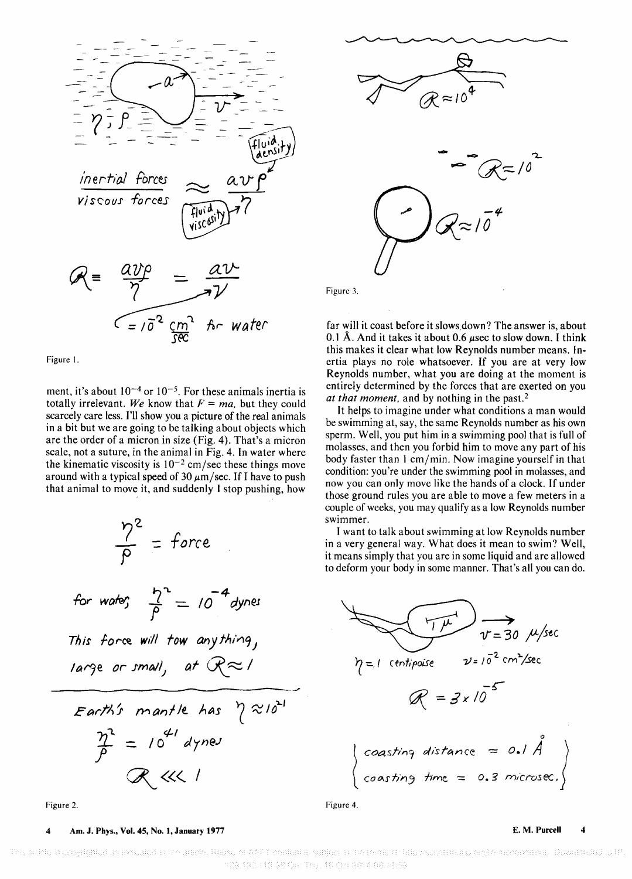$$\frac{\text{inertial forces}}{\text{viscous forces}} \approx \frac{av\rho}{\eta}$$

$$\mathcal{R} \equiv \frac{av\rho}{\eta} = \frac{av}{\nu}$$

$\nu = 10^{-2}\ \frac{cm^2}{sec}$ for water

Figure 1.

$\mathcal{R} \approx 10^4$

$\mathcal{R} = 10^{-2}$

$\mathcal{R} \approx 10^{-4}$

Figure 3.

ment, it's about $10^{-4}$ or $10^{-5}$. For these animals inertia is totally irrelevant. *We* know that $F = ma$, but they could scarcely care less. I'll show you a picture of the real animals in a bit but we are going to be talking about objects which are the order of a micron in size (Fig. 4). That's a micron scale, not a suture, in the animal in Fig. 4. In water where the kinematic viscosity is $10^{-2}$ cm/sec these things move around with a typical speed of 30 $\mu$m/sec. If I have to push that animal to move it, and suddenly I stop pushing, how far will it coast before it slows down? The answer is, about 0.1 Å. And it takes it about 0.6 $\mu$sec to slow down. I think this makes it clear what low Reynolds number means. Inertia plays no role whatsoever. If you are at very low Reynolds number, what you are doing at the moment is entirely determined by the forces that are exerted on you *at that moment*, and by nothing in the past.[2]

It helps to imagine under what conditions a man would be swimming at, say, the same Reynolds number as his own sperm. Well, you put him in a swimming pool that is full of molasses, and then you forbid him to move any part of his body faster than 1 cm/min. Now imagine yourself in that condition: you're under the swimming pool in molasses, and now you can only move like the hands of a clock. If under those ground rules you are able to move a few meters in a couple of weeks, you may qualify as a low Reynolds number swimmer.

I want to talk about swimming at low Reynolds number in a very general way. What does it mean to swim? Well, it means simply that you are in some liquid and are allowed to deform your body in some manner. That's all you can do.

$$\frac{\eta^2}{\rho} = \text{force}$$

for water, $\frac{\eta^2}{\rho} = 10^{-4}$ dynes

This force will tow anything, large or small, at $\mathcal{R} \approx 1$

Earth's mantle has $\eta \approx 10^{21}$

$$\frac{\eta^2}{\rho} = 10^{41} \text{ dynes}$$

$$\mathcal{R} \lll 1$$

Figure 2.

$1\,\mu$

$v = 30\ \mu$/sec

$\eta = 1$ centipoise $\quad \nu = 10^{-2}\ cm^2/sec$

$$\mathcal{R} = 3 \times 10^{-5}$$

coasting distance = 0.1 Å

coasting time = 0.3 microsec.

Figure 4.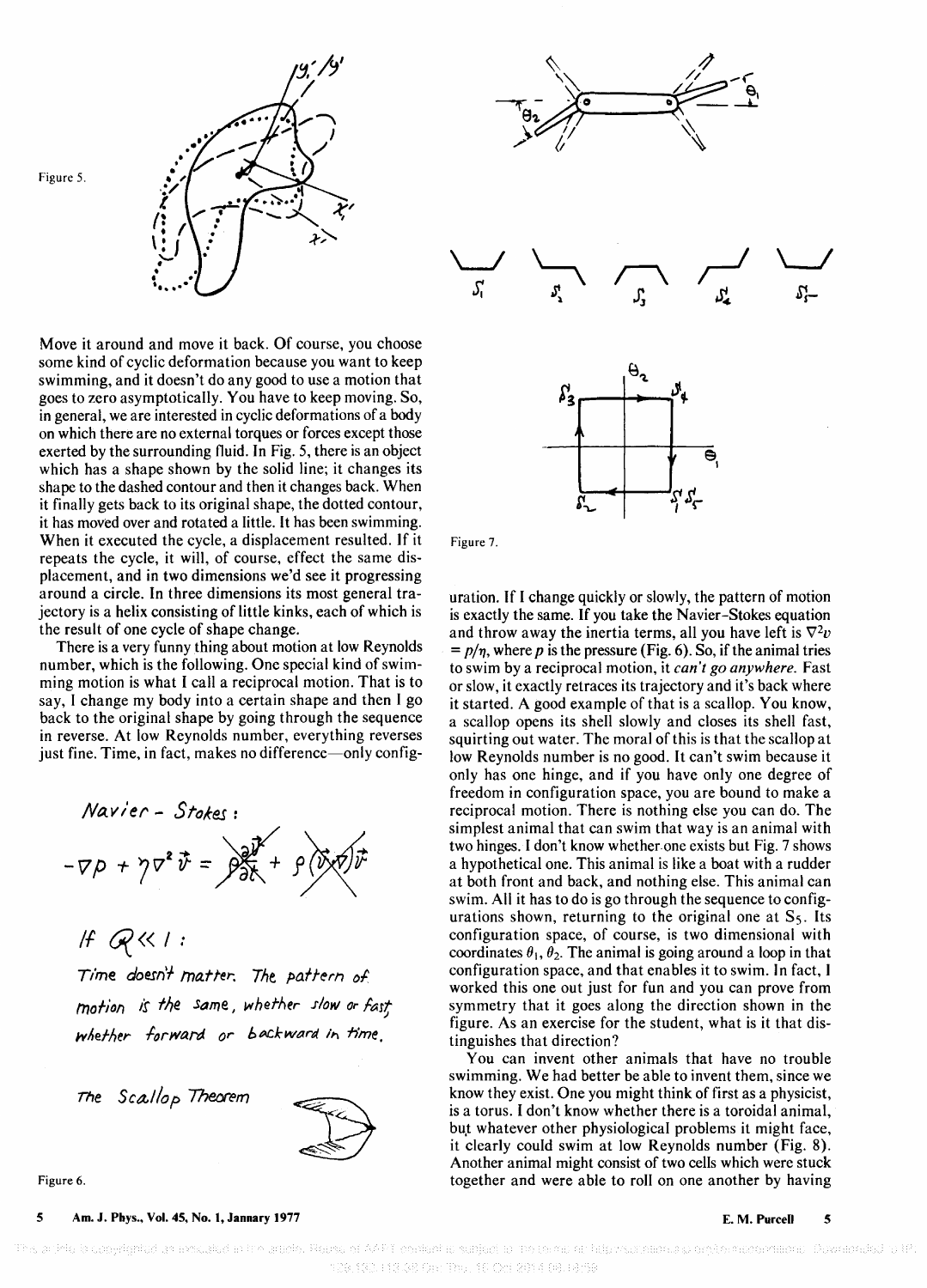Figure 5.

Move it around and move it back. Of course, you choose some kind of cyclic deformation because you want to keep swimming, and it doesn't do any good to use a motion that goes to zero asymptotically. You have to keep moving. So, in general, we are interested in cyclic deformations of a body on which there are no external torques or forces except those exerted by the surrounding fluid. In Fig. 5, there is an object which has a shape shown by the solid line; it changes its shape to the dashed contour and then it changes back. When it finally gets back to its original shape, the dotted contour, it has moved over and rotated a little. It has been swimming. When it executed the cycle, a displacement resulted. If it repeats the cycle, it will, of course, effect the same displacement, and in two dimensions we'd see it progressing around a circle. In three dimensions its most general trajectory is a helix consisting of little kinks, each of which is the result of one cycle of shape change.

There is a very funny thing about motion at low Reynolds number, which is the following. One special kind of swimming motion is what I call a reciprocal motion. That is to say, I change my body into a certain shape and then I go back to the original shape by going through the sequence in reverse. At low Reynolds number, everything reverses just fine. Time, in fact, makes no difference—only configuration. If I change quickly or slowly, the pattern of motion is exactly the same. If you take the Navier–Stokes equation and throw away the inertia terms, all you have left is $\nabla^2 v = p/\eta$, where $p$ is the pressure (Fig. 6). So, if the animal tries to swim by a reciprocal motion, it *can't go anywhere.* Fast or slow, it exactly retraces its trajectory and it's back where it started. A good example of that is a scallop. You know, a scallop opens its shell slowly and closes its shell fast, squirting out water. The moral of this is that the scallop at low Reynolds number is no good. It can't swim because it only has one hinge, and if you have only one degree of freedom in configuration space, you are bound to make a reciprocal motion. There is nothing else you can do. The simplest animal that can swim that way is an animal with two hinges. I don't know whether one exists but Fig. 7 shows a hypothetical one. This animal is like a boat with a rudder at both front and back, and nothing else. This animal can swim. All it has to do is go through the sequence to configurations shown, returning to the original one at $S_5$. Its configuration space, of course, is two dimensional with coordinates $\theta_1$, $\theta_2$. The animal is going around a loop in that configuration space, and that enables it to swim. In fact, I worked this one out just for fun and you can prove from symmetry that it goes along the direction shown in the figure. As an exercise for the student, what is it that distinguishes that direction?

Navier - Stokes:

$$-\nabla p + \eta \nabla^2 \vec{v} = \rho \frac{\partial \vec{v}}{\partial t} + \rho (\vec{v} \cdot \nabla) \vec{v}$$

If $\mathcal{R} \ll 1$:

*Time doesn't matter. The pattern of motion is the same, whether slow or fast, whether forward or backward in time.*

The Scallop Theorem

Figure 6.

Figure 7.

You can invent other animals that have no trouble swimming. We had better be able to invent them, since we know they exist. One you might think of first as a physicist, is a torus. I don't know whether there is a toroidal animal, but whatever other physiological problems it might face, it clearly could swim at low Reynolds number (Fig. 8). Another animal might consist of two cells which were stuck together and were able to roll on one another by having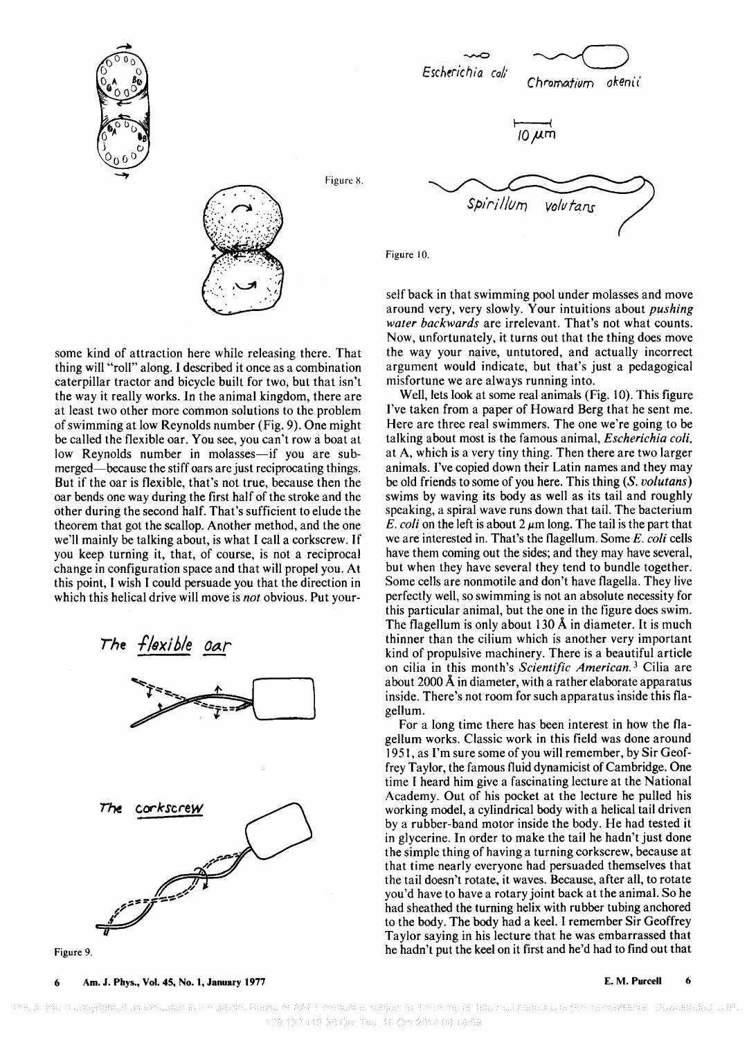Figure 8.

some kind of attraction here while releasing there. That thing will "roll" along. I described it once as a combination caterpillar tractor and bicycle built for two, but that isn't the way it really works. In the animal kingdom, there are at least two other more common solutions to the problem of swimming at low Reynolds number (Fig. 9). One might be called the flexible oar. You see, you can't row a boat at low Reynolds number in molasses—if you are submerged—because the stiff oars are just reciprocating things. But if the oar is flexible, that's not true, because then the oar bends one way during the first half of the stroke and the other during the second half. That's sufficient to elude the theorem that got the scallop. Another method, and the one we'll mainly be talking about, is what I call a corkscrew. If you keep turning it, that, of course, is not a reciprocal change in configuration space and that will propel you. At this point, I wish I could persuade you that the direction in which this helical drive will move is *not* obvious. Put yourself back in that swimming pool under molasses and move around very, very slowly. Your intuitions about *pushing water backwards* are irrelevant. That's not what counts. Now, unfortunately, it turns out that the thing does move the way your naive, untutored, and actually incorrect argument would indicate, but that's just a pedagogical misfortune we are always running into.

Figure 9.

Figure 10.

Well, lets look at some real animals (Fig. 10). This figure I've taken from a paper of Howard Berg that he sent me. Here are three real swimmers. The one we're going to be talking about most is the famous animal, *Escherichia coli*, at A, which is a very tiny thing. Then there are two larger animals. I've copied down their Latin names and they may be old friends to some of you here. This thing (*S. volutans*) swims by waving its body as well as its tail and roughly speaking, a spiral wave runs down that tail. The bacterium *E. coli* on the left is about 2 $\mu$m long. The tail is the part that we are interested in. That's the flagellum. Some *E. coli* cells have them coming out the sides; and they may have several, but when they have several they tend to bundle together. Some cells are nonmotile and don't have flagella. They live perfectly well, so swimming is not an absolute necessity for this particular animal, but the one in the figure does swim. The flagellum is only about 130 Å in diameter. It is much thinner than the cilium which is another very important kind of propulsive machinery. There is a beautiful article on cilia in this month's *Scientific American.*[3] Cilia are about 2000 Å in diameter, with a rather elaborate apparatus inside. There's not room for such apparatus inside this flagellum.

For a long time there has been interest in how the flagellum works. Classic work in this field was done around 1951, as I'm sure some of you will remember, by Sir Geoffrey Taylor, the famous fluid dynamicist of Cambridge. One time I heard him give a fascinating lecture at the National Academy. Out of his pocket at the lecture he pulled his working model, a cylindrical body with a helical tail driven by a rubber-band motor inside the body. He had tested it in glycerine. In order to make the tail he hadn't just done the simple thing of having a turning corkscrew, because at that time nearly everyone had persuaded themselves that the tail doesn't rotate, it waves. Because, after all, to rotate you'd have to have a rotary joint back at the animal. So he had sheathed the turning helix with rubber tubing anchored to the body. The body had a keel. I remember Sir Geoffrey Taylor saying in his lecture that he was embarrassed that he hadn't put the keel on it first and he'd had to find out that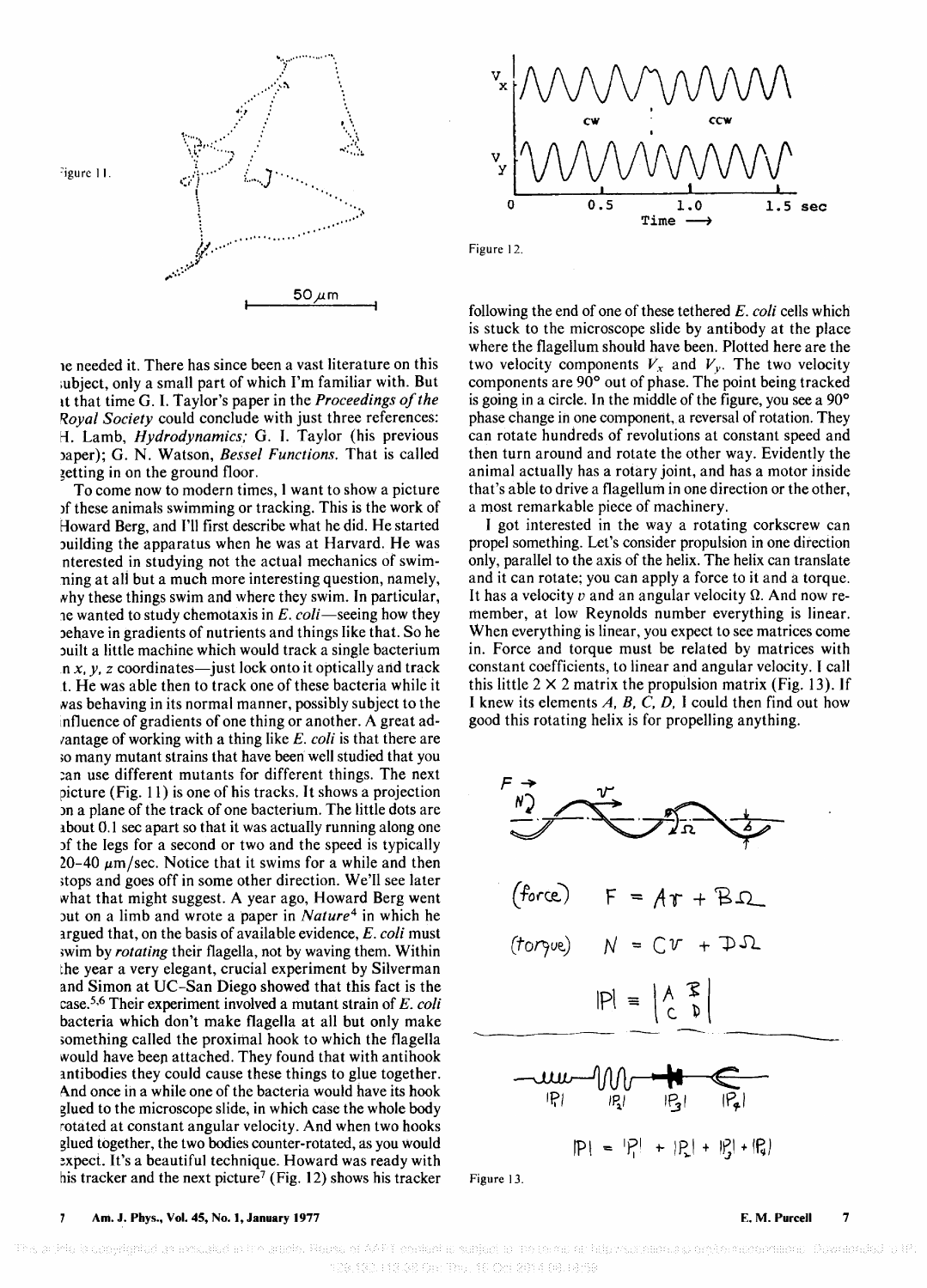Figure 11.

50 μm

he needed it. There has since been a vast literature on this subject, only a small part of which I'm familiar with. But at that time G. I. Taylor's paper in the *Proceedings of the Royal Society* could conclude with just three references: H. Lamb, *Hydrodynamics;* G. I. Taylor (his previous paper); G. N. Watson, *Bessel Functions.* That is called getting in on the ground floor.

To come now to modern times, I want to show a picture of these animals swimming or tracking. This is the work of Howard Berg, and I'll first describe what he did. He started building the apparatus when he was at Harvard. He was interested in studying not the actual mechanics of swimming at all but a much more interesting question, namely, why these things swim and where they swim. In particular, he wanted to study chemotaxis in *E. coli*—seeing how they behave in gradients of nutrients and things like that. So he built a little machine which would track a single bacterium in $x$, $y$, $z$ coordinates—just lock onto it optically and track it. He was able then to track one of these bacteria while it was behaving in its normal manner, possibly subject to the influence of gradients of one thing or another. A great advantage of working with a thing like *E. coli* is that there are so many mutant strains that have been well studied that you can use different mutants for different things. The next picture (Fig. 11) is one of his tracks. It shows a projection on a plane of the track of one bacterium. The little dots are about 0.1 sec apart so that it was actually running along one of the legs for a second or two and the speed is typically 20–40 μm/sec. Notice that it swims for a while and then stops and goes off in some other direction. We'll see later what that might suggest. A year ago, Howard Berg went out on a limb and wrote a paper in *Nature*[4] in which he argued that, on the basis of available evidence, *E. coli* must swim by *rotating* their flagella, not by waving them. Within the year a very elegant, crucial experiment by Silverman and Simon at UC–San Diego showed that this fact is the case.[5,6] Their experiment involved a mutant strain of *E. coli* bacteria which don't make flagella at all but only make something called the proximal hook to which the flagella would have been attached. They found that with antihook antibodies they could cause these things to glue together. And once in a while one of the bacteria would have its hook glued to the microscope slide, in which case the whole body rotated at constant angular velocity. And when two hooks glued together, the two bodies counter-rotated, as you would expect. It's a beautiful technique. Howard was ready with his tracker and the next picture[7] (Fig. 12) shows his tracker following the end of one of these tethered *E. coli* cells which is stuck to the microscope slide by antibody at the place where the flagellum should have been. Plotted here are the two velocity components $V_x$ and $V_y$. The two velocity components are 90° out of phase. The point being tracked is going in a circle. In the middle of the figure, you see a 90° phase change in one component, a reversal of rotation. They can rotate hundreds of revolutions at constant speed and then turn around and rotate the other way. Evidently the animal actually has a rotary joint, and has a motor inside that's able to drive a flagellum in one direction or the other, a most remarkable piece of machinery.

Figure 12.

I got interested in the way a rotating corkscrew can propel something. Let's consider propulsion in one direction only, parallel to the axis of the helix. The helix can translate and it can rotate; you can apply a force to it and a torque. It has a velocity $v$ and an angular velocity $\Omega$. And now remember, at low Reynolds number everything is linear. When everything is linear, you expect to see matrices come in. Force and torque must be related by matrices with constant coefficients, to linear and angular velocity. I call this little $2 \times 2$ matrix the propulsion matrix (Fig. 13). If I knew its elements $A$, $B$, $C$, $D$, I could then find out how good this rotating helix is for propelling anything.

(force) $F = Av + B\Omega$

(torque) $N = Cv + D\Omega$

$$|P| \equiv \begin{vmatrix} A & B \\ C & D \end{vmatrix}$$

$$|P| = |P_1| + |P_2| + |P_3| + |P_4|$$

Figure 13.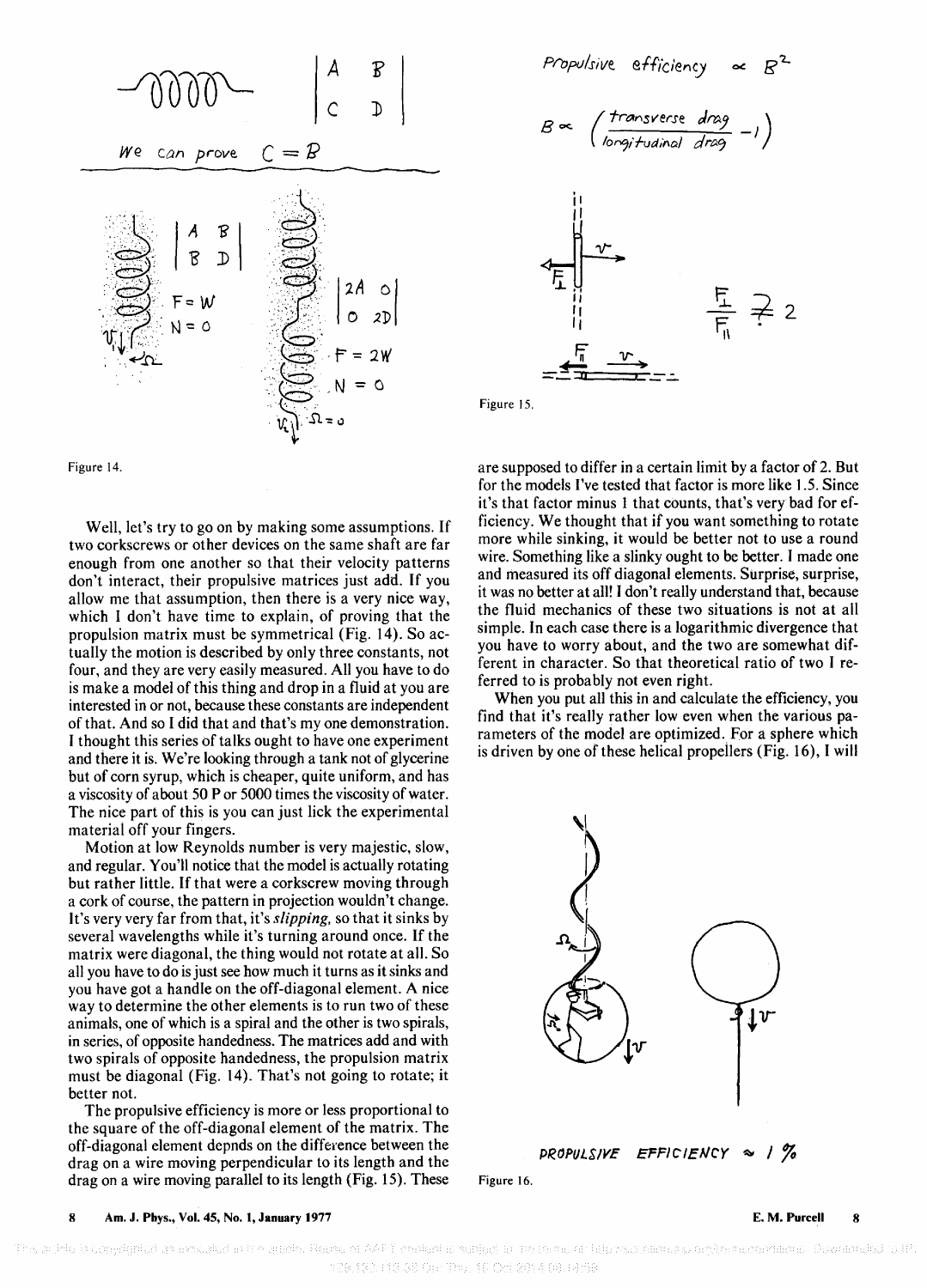We can prove $C = B$

$F = W$

$N = 0$

$F = 2W$

$N = 0$

$\Omega = 0$

Figure 14.

Propulsive efficiency $\propto B^2$

$B \propto \left(\frac{\text{transverse drag}}{\text{longitudinal drag}} - 1\right)$

$\frac{F_\perp}{F_\parallel} \neq 2$

Figure 15.

Well, let's try to go on by making some assumptions. If two corkscrews or other devices on the same shaft are far enough from one another so that their velocity patterns don't interact, their propulsive matrices just add. If you allow me that assumption, then there is a very nice way, which I don't have time to explain, of proving that the propulsion matrix must be symmetrical (Fig. 14). So actually the motion is described by only three constants, not four, and they are very easily measured. All you have to do is make a model of this thing and drop in a fluid at you are interested in or not, because these constants are independent of that. And so I did that and that's my one demonstration. I thought this series of talks ought to have one experiment and there it is. We're looking through a tank not of glycerine but of corn syrup, which is cheaper, quite uniform, and has a viscosity of about 50 P or 5000 times the viscosity of water. The nice part of this is you can just lick the experimental material off your fingers.

Motion at low Reynolds number is very majestic, slow, and regular. You'll notice that the model is actually rotating but rather little. If that were a corkscrew moving through a cork of course, the pattern in projection wouldn't change. It's very very far from that, it's *slipping*, so that it sinks by several wavelengths while it's turning around once. If the matrix were diagonal, the thing would not rotate at all. So all you have to do is just see how much it turns as it sinks and you have got a handle on the off-diagonal element. A nice way to determine the other elements is to run two of these animals, one of which is a spiral and the other is two spirals, in series, of opposite handedness. The matrices add and with two spirals of opposite handedness, the propulsion matrix must be diagonal (Fig. 14). That's not going to rotate; it better not.

The propulsive efficiency is more or less proportional to the square of the off-diagonal element of the matrix. The off-diagonal element depnds on the difference between the drag on a wire moving perpendicular to its length and the drag on a wire moving parallel to its length (Fig. 15). These are supposed to differ in a certain limit by a factor of 2. But for the models I've tested that factor is more like 1.5. Since it's that factor minus 1 that counts, that's very bad for efficiency. We thought that if you want something to rotate more while sinking, it would be better not to use a round wire. Something like a slinky ought to be better. I made one and measured its off diagonal elements. Surprise, surprise, it was no better at all! I don't really understand that, because the fluid mechanics of these two situations is not at all simple. In each case there is a logarithmic divergence that you have to worry about, and the two are somewhat different in character. So that theoretical ratio of two I referred to is probably not even right.

When you put all this in and calculate the efficiency, you find that it's really rather low even when the various parameters of the model are optimized. For a sphere which is driven by one of these helical propellers (Fig. 16), I will

PROPULSIVE EFFICIENCY $\approx 1\%$

Figure 16.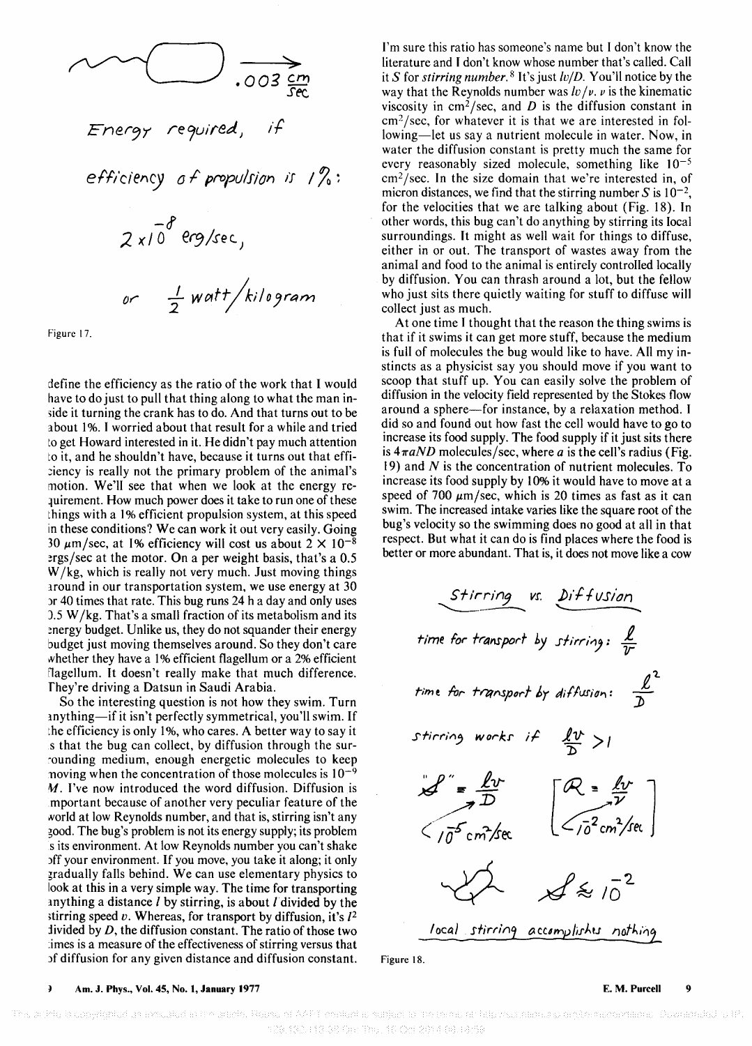$\sim\!\!\bigcirc \xrightarrow[]{} .003\ \frac{cm}{sec}$

Energy required, if

efficiency of propulsion is 1%:

$2 \times 10^{-8}$ erg/sec,

or $\frac{1}{2}$ watt/kilogram

Figure 17.

define the efficiency as the ratio of the work that I would have to do just to pull that thing along to what the man inside it turning the crank has to do. And that turns out to be about 1%. I worried about that result for a while and tried to get Howard interested in it. He didn't pay much attention to it, and he shouldn't have, because it turns out that efficiency is really not the primary problem of the animal's motion. We'll see that when we look at the energy requirement. How much power does it take to run one of these things with a 1% efficient propulsion system, at this speed in these conditions? We can work it out very easily. Going 30 $\mu$m/sec, at 1% efficiency will cost us about $2 \times 10^{-8}$ ergs/sec at the motor. On a per weight basis, that's a 0.5 W/kg, which is really not very much. Just moving things around in our transportation system, we use energy at 30 or 40 times that rate. This bug runs 24 h a day and only uses 0.5 W/kg. That's a small fraction of its metabolism and its energy budget. Unlike us, they do not squander their energy budget just moving themselves around. So they don't care whether they have a 1% efficient flagellum or a 2% efficient flagellum. It doesn't really make that much difference. They're driving a Datsun in Saudi Arabia.

So the interesting question is not how they swim. Turn anything—if it isn't perfectly symmetrical, you'll swim. If the efficiency is only 1%, who cares. A better way to say it is that the bug can collect, by diffusion through the surrounding medium, enough energetic molecules to keep moving when the concentration of those molecules is $10^{-9}$ M. I've now introduced the word diffusion. Diffusion is important because of another very peculiar feature of the world at low Reynolds number, and that is, stirring isn't any good. The bug's problem is not its energy supply; its problem is its environment. At low Reynolds number you can't shake off your environment. If you move, you take it along; it only gradually falls behind. We can use elementary physics to look at this in a very simple way. The time for transporting anything a distance $l$ by stirring, is about $l$ divided by the stirring speed $v$. Whereas, for transport by diffusion, it's $l^2$ divided by $D$, the diffusion constant. The ratio of those two times is a measure of the effectiveness of stirring versus that of diffusion for any given distance and diffusion constant. I'm sure this ratio has someone's name but I don't know the literature and I don't know whose number that's called. Call it $S$ for *stirring number*.[8] It's just $lv/D$. You'll notice by the way that the Reynolds number was $lv/\nu$. $\nu$ is the kinematic viscosity in cm$^2$/sec, and $D$ is the diffusion constant in cm$^2$/sec, for whatever it is that we are interested in following—let us say a nutrient molecule in water. Now, in water the diffusion constant is pretty much the same for every reasonably sized molecule, something like $10^{-5}$ cm$^2$/sec. In the size domain that we're interested in, of micron distances, we find that the stirring number $S$ is $10^{-2}$, for the velocities that we are talking about (Fig. 18). In other words, this bug can't do anything by stirring its local surroundings. It might as well wait for things to diffuse, either in or out. The transport of wastes away from the animal and food to the animal is entirely controlled locally by diffusion. You can thrash around a lot, but the fellow who just sits there quietly waiting for stuff to diffuse will collect just as much.

At one time I thought that the reason the thing swims is that if it swims it can get more stuff, because the medium is full of molecules the bug would like to have. All my instincts as a physicist say you should move if you want to scoop that stuff up. You can easily solve the problem of diffusion in the velocity field represented by the Stokes flow around a sphere—for instance, by a relaxation method. I did so and found out how fast the cell would have to go to increase its food supply. The food supply if it just sits there is $4\pi aND$ molecules/sec, where $a$ is the cell's radius (Fig. 19) and $N$ is the concentration of nutrient molecules. To increase its food supply by 10% it would have to move at a speed of 700 $\mu$m/sec, which is 20 times as fast as it can swim. The increased intake varies like the square root of the bug's velocity so the swimming does no good at all in that respect. But what it can do is find places where the food is better or more abundant. That is, it does not move like a cow

Stirring vs. Diffusion

time for transport by stirring: $\frac{l}{v}$

time for transport by diffusion: $\frac{l^2}{D}$

stirring works if $\frac{lv}{D} > 1$

"$S$" $= \frac{lv}{D}$ ($D$: $10^{-5}$ cm$^2$/sec) $\qquad$ [$R = \frac{lv}{\nu}$ ($\nu$: $10^{-2}$ cm$^2$/sec)]

$S \lesssim 10^{-2}$

local stirring accomplishes nothing

Figure 18.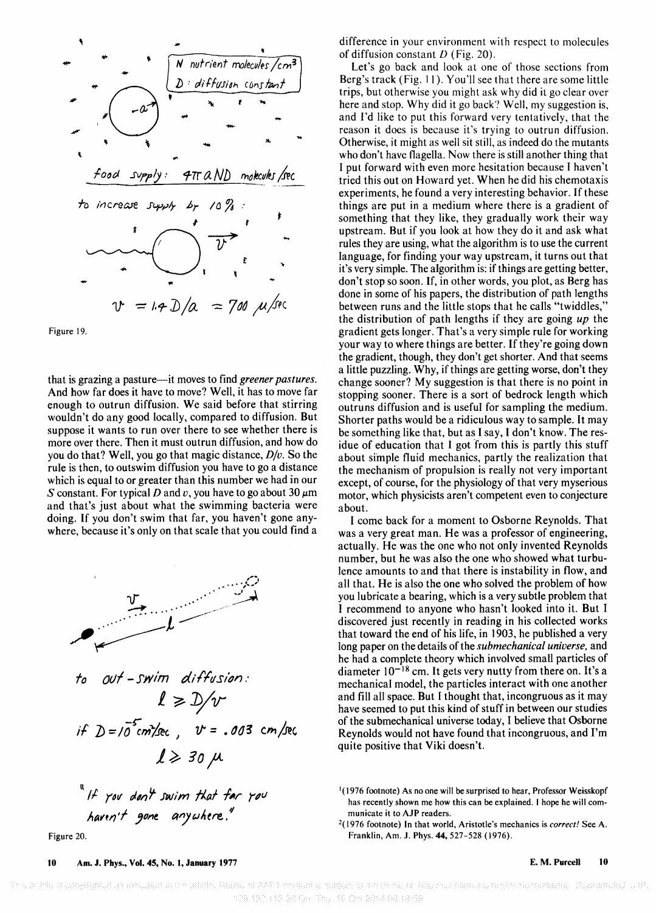N nutrient molecules/cm$^3$

D: diffusion constant

food supply: $4\pi a N D$ molecules/sec

to increase supply by 10%:

$v = 1.4 D/a = 700\ \mu/\text{sec}$

Figure 19.

that is grazing a pasture—it moves to find *greener pastures.* And how far does it have to move? Well, it has to move far enough to outrun diffusion. We said before that stirring wouldn't do any good locally, compared to diffusion. But suppose it wants to run over there to see whether there is more over there. Then it must outrun diffusion, and how do you do that? Well, you go that magic distance, $D/v$. So the rule is then, to outswim diffusion you have to go a distance which is equal to or greater than this number we had in our $S$ constant. For typical $D$ and $v$, you have to go about 30 $\mu$m and that's just about what the swimming bacteria were doing. If you don't swim that far, you haven't gone anywhere, because it's only on that scale that you could find a difference in your environment with respect to molecules of diffusion constant $D$ (Fig. 20).

to out-swim diffusion:

$$\ell \geq D/v$$

if $D = 10^{-5}\ \text{cm}^2/\text{sec}$, $v = .003\ \text{cm/sec}$

$$\ell \geq 30\ \mu$$

"If you don't swim that far you haven't gone anywhere."

Figure 20.

Let's go back and look at one of those sections from Berg's track (Fig. 11). You'll see that there are some little trips, but otherwise you might ask why did it go clear over here and stop. Why did it go back? Well, my suggestion is, and I'd like to put this forward very tentatively, that the reason it does is because it's trying to outrun diffusion. Otherwise, it might as well sit still, as indeed do the mutants who don't have flagella. Now there is still another thing that I put forward with even more hesitation because I haven't tried this out on Howard yet. When he did his chemotaxis experiments, he found a very interesting behavior. If these things are put in a medium where there is a gradient of something that they like, they gradually work their way upstream. But if you look at how they do it and ask what rules they are using, what the algorithm is to use the current language, for finding your way upstream, it turns out that it's very simple. The algorithm is: if things are getting better, don't stop so soon. If, in other words, you plot, as Berg has done in some of his papers, the distribution of path lengths between runs and the little stops that he calls "twiddles," the distribution of path lengths if they are going *up* the gradient gets longer. That's a very simple rule for working your way to where things are better. If they're going down the gradient, though, they don't get shorter. And that seems a little puzzling. Why, if things are getting worse, don't they change sooner? My suggestion is that there is no point in stopping sooner. There is a sort of bedrock length which outruns diffusion and is useful for sampling the medium. Shorter paths would be a ridiculous way to sample. It may be something like that, but as I say, I don't know. The residue of education that I got from this is partly this stuff about simple fluid mechanics, partly the realization that the mechanism of propulsion is really not very important except, of course, for the physiology of that very mysterious motor, which physicists aren't competent even to conjecture about.

I come back for a moment to Osborne Reynolds. That was a very great man. He was a professor of engineering, actually. He was the one who not only invented Reynolds number, but he was also the one who showed what turbulence amounts to and that there is instability in flow, and all that. He is also the one who solved the problem of how you lubricate a bearing, which is a very subtle problem that I recommend to anyone who hasn't looked into it. But I discovered just recently in reading in his collected works that toward the end of his life, in 1903, he published a very long paper on the details of the *submechanical universe,* and he had a complete theory which involved small particles of diameter $10^{-18}$ cm. It gets very nutty from there on. It's a mechanical model, the particles interact with one another and fill all space. But I thought that, incongruous as it may have seemed to put this kind of stuff in between our studies of the submechanical universe today, I believe that Osborne Reynolds would not have found that incongruous, and I'm quite positive that Viki doesn't.

[1](1976 footnote) As no one will be surprised to hear, Professor Weisskopf has recently shown me how this can be explained. I hope he will communicate it to AJP readers.

[2](1976 footnote) In that world, Aristotle's mechanics is *correct!* See A. Franklin, Am. J. Phys. **44**, 527–528 (1976).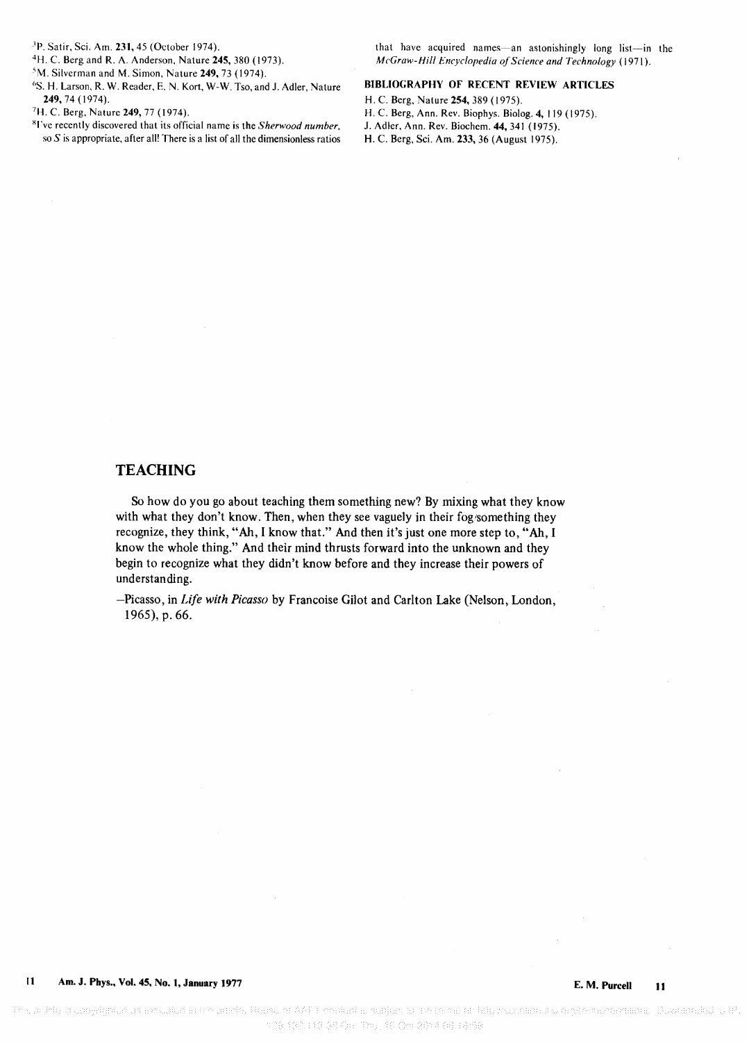[3]P. Satir, Sci. Am. **231**, 45 (October 1974).

[4]H. C. Berg and R. A. Anderson, Nature **245**, 380 (1973).

[5]M. Silverman and M. Simon, Nature **249**, 73 (1974).

[6]S. H. Larson, R. W. Reader, E. N. Kort, W-W. Tso, and J. Adler, Nature **249**, 74 (1974).

[7]H. C. Berg, Nature **249**, 77 (1974).

[8]I've recently discovered that its official name is the *Sherwood number*, so $S$ is appropriate, after all! There is a list of all the dimensionless ratios that have acquired names—an astonishingly long list—in the *McGraw-Hill Encyclopedia of Science and Technology* (1971).

**BIBLIOGRAPHY OF RECENT REVIEW ARTICLES**

H. C. Berg, Nature **254**, 389 (1975).

H. C. Berg, Ann. Rev. Biophys. Biolog. **4**, 119 (1975).

J. Adler, Ann. Rev. Biochem. **44**, 341 (1975).

H. C. Berg, Sci. Am. **233**, 36 (August 1975).

## TEACHING

So how do you go about teaching them something new? By mixing what they know with what they don't know. Then, when they see vaguely in their fog something they recognize, they think, "Ah, I know that." And then it's just one more step to, "Ah, I know the whole thing." And their mind thrusts forward into the unknown and they begin to recognize what they didn't know before and they increase their powers of understanding.

–Picasso, in *Life with Picasso* by Francoise Gilot and Carlton Lake (Nelson, London, 1965), p. 66.